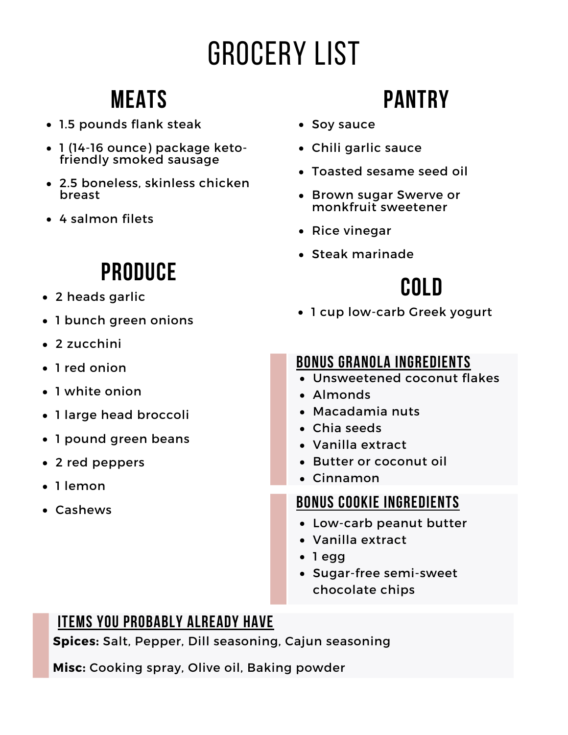# GROCERY LIST

## MEATS

- 1.5 pounds flank steak
- 1 (14-16 ounce) package keto-friendly smoked sausage
- 2.5 boneless, skinless chicken breast
- 4 salmon filets

## PRODUCE

- 2 heads garlic
- 1 bunch green onions
- 2 zucchini
- 1 red onion
- 1 white onion
- 1 large head broccoli
- 1 pound green beans
- 2 red peppers
- 1 lemon
- Cashews

## PANTRY

- Soy sauce
- Chili garlic sauce
- Toasted sesame seed oil
- Brown sugar Swerve or monkfruit sweetener
- Rice vinegar
- Steak marinade

## COLD

- 1 cup low-carb Greek yogurt

### BONUS GRANOLA INGREDIENTS

- Unsweetened coconut flakes
- Almonds
- Macadamia nuts
- Chia seeds
- Vanilla extract
- Butter or coconut oil
- Cinnamon

### BONUS COOKIE INGREDIENTS

- Low-carb peanut butter
- Vanilla extract
- 1 egg
- Sugar-free semi-sweet chocolate chips

### ITEMS YOU PROBABLY ALREADY HAVE

**Spices:** Salt, Pepper, Dill seasoning, Cajun seasoning

**Misc:** Cooking spray, Olive oil, Baking powder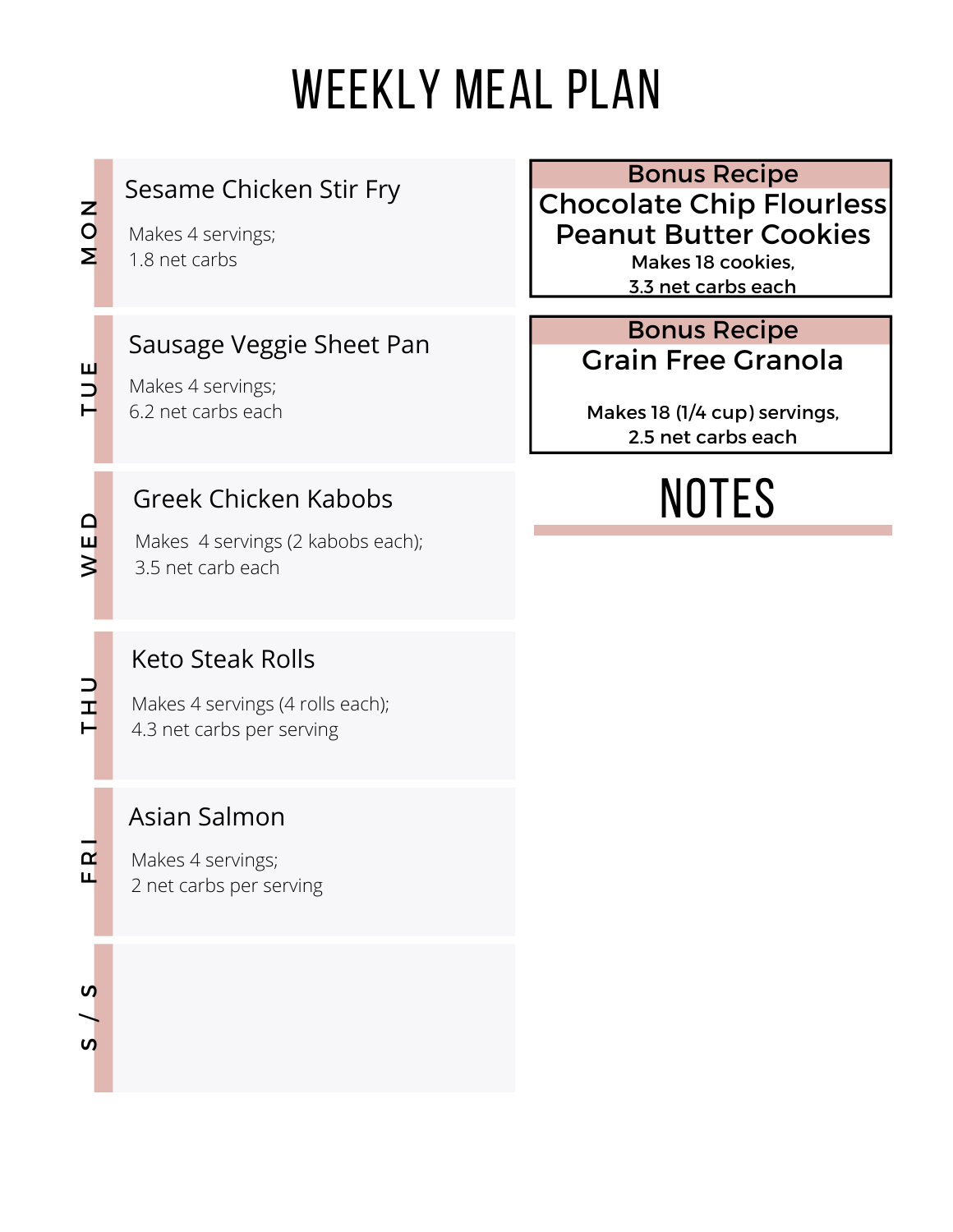# WEEKLY MEAL PLAN

**MON**

Sesame Chicken Stir Fry

Makes 4 servings;
1.8 net carbs

**TUE**

Sausage Veggie Sheet Pan

Makes 4 servings;
6.2 net carbs each

**WED**

Greek Chicken Kabobs

Makes 4 servings (2 kabobs each);
3.5 net carb each

**THU**

Keto Steak Rolls

Makes 4 servings (4 rolls each);
4.3 net carbs per serving

**FRI**

Asian Salmon

Makes 4 servings;
2 net carbs per serving

**S / S**

**Bonus Recipe**

**Chocolate Chip Flourless Peanut Butter Cookies**

**Makes 18 cookies, 3.3 net carbs each**

**Bonus Recipe**

**Grain Free Granola**

**Makes 18 (1/4 cup) servings, 2.5 net carbs each**

## NOTES